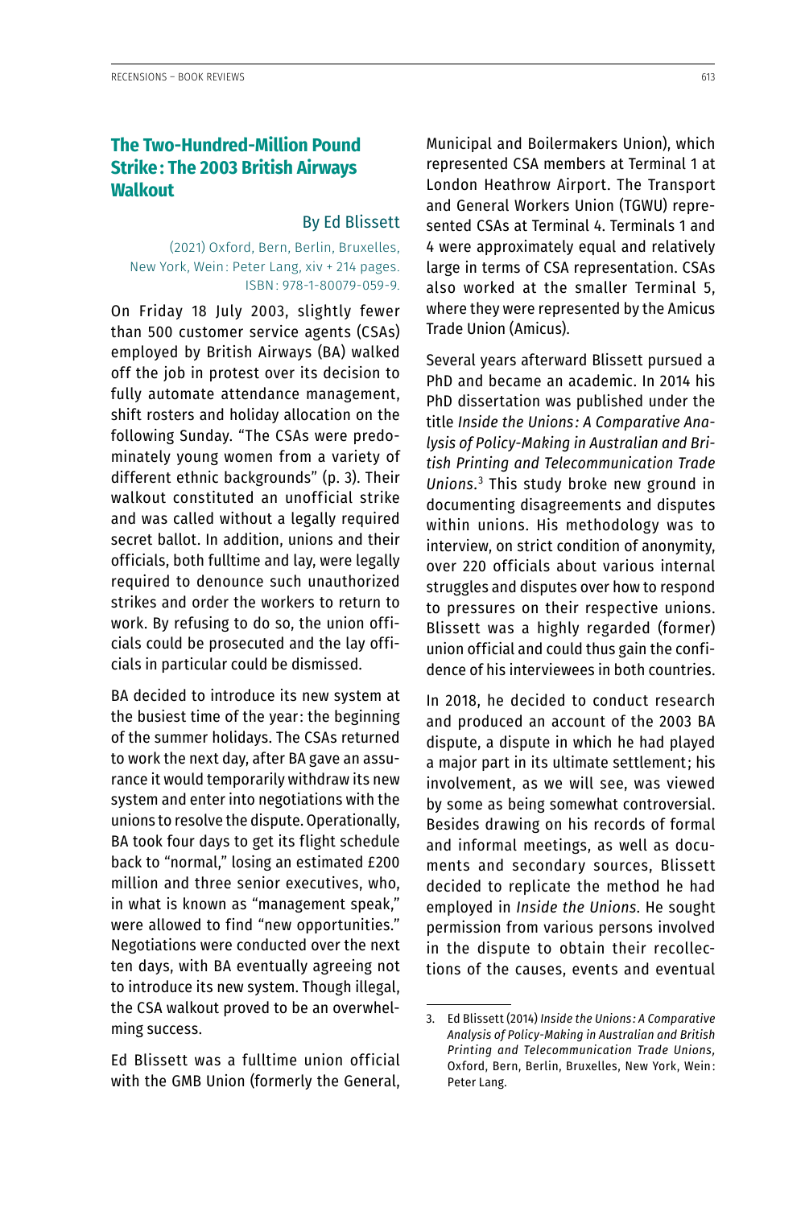## The Two-Hundred-Million Pound Strike: The 2003 British Airways Walkout

By Ed Blissett

(2021) Oxford, Bern, Berlin, Bruxelles, New York, Wein: Peter Lang, xiv + 214 pages. ISBN: 978-1-80079-059-9.

On Friday 18 July 2003, slightly fewer than 500 customer service agents (CSAs) employed by British Airways (BA) walked off the job in protest over its decision to fully automate attendance management, shift rosters and holiday allocation on the following Sunday. "The CSAs were predominately young women from a variety of different ethnic backgrounds" (p. 3). Their walkout constituted an unofficial strike and was called without a legally required secret ballot. In addition, unions and their officials, both fulltime and lay, were legally required to denounce such unauthorized strikes and order the workers to return to work. By refusing to do so, the union officials could be prosecuted and the lay officials in particular could be dismissed.

BA decided to introduce its new system at the busiest time of the year: the beginning of the summer holidays. The CSAs returned to work the next day, after BA gave an assurance it would temporarily withdraw its new system and enter into negotiations with the unions to resolve the dispute. Operationally, BA took four days to get its flight schedule back to "normal," losing an estimated £200 million and three senior executives, who, in what is known as "management speak," were allowed to find "new opportunities." Negotiations were conducted over the next ten days, with BA eventually agreeing not to introduce its new system. Though illegal, the CSA walkout proved to be an overwhelming success.

Ed Blissett was a fulltime union official with the GMB Union (formerly the General, Municipal and Boilermakers Union), which represented CSA members at Terminal 1 at London Heathrow Airport. The Transport and General Workers Union (TGWU) represented CSAs at Terminal 4. Terminals 1 and 4 were approximately equal and relatively large in terms of CSA representation. CSAs also worked at the smaller Terminal 5, where they were represented by the Amicus Trade Union (Amicus).

Several years afterward Blissett pursued a PhD and became an academic. In 2014 his PhD dissertation was published under the title *Inside the Unions: A Comparative Analysis of Policy-Making in Australian and British Printing and Telecommunication Trade Unions*.[3] This study broke new ground in documenting disagreements and disputes within unions. His methodology was to interview, on strict condition of anonymity, over 220 officials about various internal struggles and disputes over how to respond to pressures on their respective unions. Blissett was a highly regarded (former) union official and could thus gain the confidence of his interviewees in both countries.

In 2018, he decided to conduct research and produced an account of the 2003 BA dispute, a dispute in which he had played a major part in its ultimate settlement; his involvement, as we will see, was viewed by some as being somewhat controversial. Besides drawing on his records of formal and informal meetings, as well as documents and secondary sources, Blissett decided to replicate the method he had employed in *Inside the Unions*. He sought permission from various persons involved in the dispute to obtain their recollections of the causes, events and eventual

---

3. Ed Blissett (2014) *Inside the Unions: A Comparative Analysis of Policy-Making in Australian and British Printing and Telecommunication Trade Unions*, Oxford, Bern, Berlin, Bruxelles, New York, Wein: Peter Lang.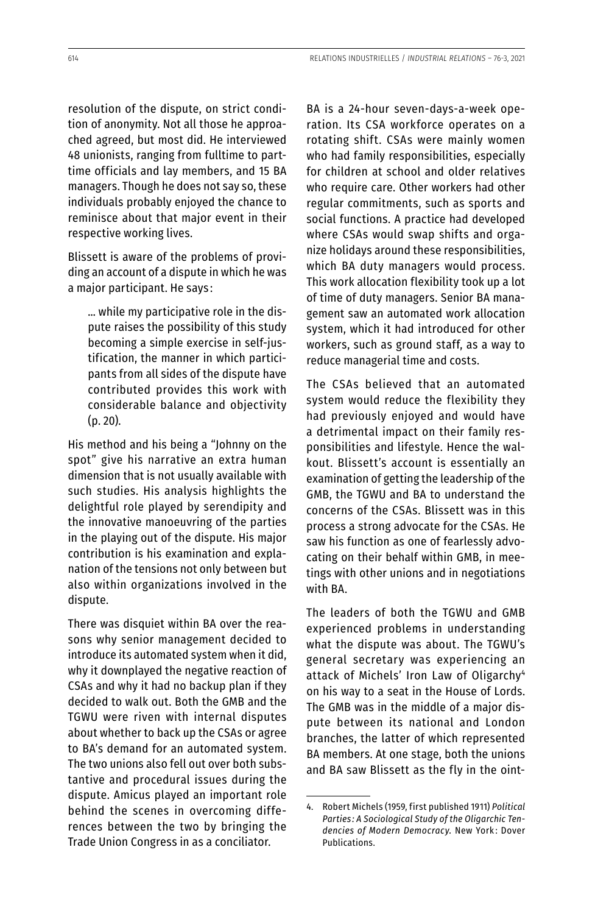resolution of the dispute, on strict condition of anonymity. Not all those he approached agreed, but most did. He interviewed 48 unionists, ranging from fulltime to part-time officials and lay members, and 15 BA managers. Though he does not say so, these individuals probably enjoyed the chance to reminisce about that major event in their respective working lives.

Blissett is aware of the problems of providing an account of a dispute in which he was a major participant. He says:

> … while my participative role in the dispute raises the possibility of this study becoming a simple exercise in self-justification, the manner in which participants from all sides of the dispute have contributed provides this work with considerable balance and objectivity (p. 20).

His method and his being a "Johnny on the spot" give his narrative an extra human dimension that is not usually available with such studies. His analysis highlights the delightful role played by serendipity and the innovative manoeuvring of the parties in the playing out of the dispute. His major contribution is his examination and explanation of the tensions not only between but also within organizations involved in the dispute.

There was disquiet within BA over the reasons why senior management decided to introduce its automated system when it did, why it downplayed the negative reaction of CSAs and why it had no backup plan if they decided to walk out. Both the GMB and the TGWU were riven with internal disputes about whether to back up the CSAs or agree to BA's demand for an automated system. The two unions also fell out over both substantive and procedural issues during the dispute. Amicus played an important role behind the scenes in overcoming differences between the two by bringing the Trade Union Congress in as a conciliator.

BA is a 24-hour seven-days-a-week operation. Its CSA workforce operates on a rotating shift. CSAs were mainly women who had family responsibilities, especially for children at school and older relatives who require care. Other workers had other regular commitments, such as sports and social functions. A practice had developed where CSAs would swap shifts and organize holidays around these responsibilities, which BA duty managers would process. This work allocation flexibility took up a lot of time of duty managers. Senior BA management saw an automated work allocation system, which it had introduced for other workers, such as ground staff, as a way to reduce managerial time and costs.

The CSAs believed that an automated system would reduce the flexibility they had previously enjoyed and would have a detrimental impact on their family responsibilities and lifestyle. Hence the walkout. Blissett's account is essentially an examination of getting the leadership of the GMB, the TGWU and BA to understand the concerns of the CSAs. Blissett was in this process a strong advocate for the CSAs. He saw his function as one of fearlessly advocating on their behalf within GMB, in meetings with other unions and in negotiations with BA.

The leaders of both the TGWU and GMB experienced problems in understanding what the dispute was about. The TGWU's general secretary was experiencing an attack of Michels' Iron Law of Oligarchy[4] on his way to a seat in the House of Lords. The GMB was in the middle of a major dispute between its national and London branches, the latter of which represented BA members. At one stage, both the unions and BA saw Blissett as the fly in the oint-

---

4. Robert Michels (1959, first published 1911) *Political Parties: A Sociological Study of the Oligarchic Tendencies of Modern Democracy.* New York: Dover Publications.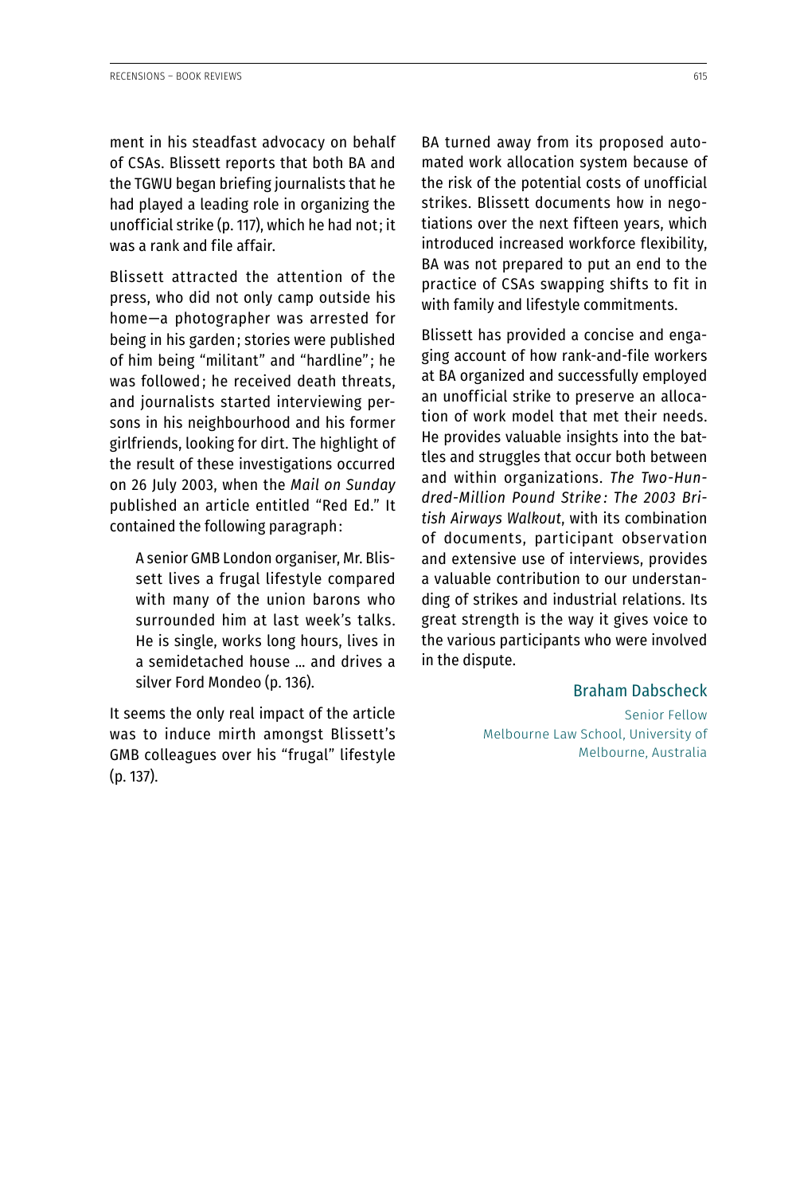ment in his steadfast advocacy on behalf of CSAs. Blissett reports that both BA and the TGWU began briefing journalists that he had played a leading role in organizing the unofficial strike (p. 117), which he had not; it was a rank and file affair.

Blissett attracted the attention of the press, who did not only camp outside his home—a photographer was arrested for being in his garden; stories were published of him being "militant" and "hardline"; he was followed; he received death threats, and journalists started interviewing persons in his neighbourhood and his former girlfriends, looking for dirt. The highlight of the result of these investigations occurred on 26 July 2003, when the *Mail on Sunday* published an article entitled "Red Ed." It contained the following paragraph:

> A senior GMB London organiser, Mr. Blissett lives a frugal lifestyle compared with many of the union barons who surrounded him at last week's talks. He is single, works long hours, lives in a semidetached house … and drives a silver Ford Mondeo (p. 136).

It seems the only real impact of the article was to induce mirth amongst Blissett's GMB colleagues over his "frugal" lifestyle (p. 137).

BA turned away from its proposed automated work allocation system because of the risk of the potential costs of unofficial strikes. Blissett documents how in negotiations over the next fifteen years, which introduced increased workforce flexibility, BA was not prepared to put an end to the practice of CSAs swapping shifts to fit in with family and lifestyle commitments.

Blissett has provided a concise and engaging account of how rank-and-file workers at BA organized and successfully employed an unofficial strike to preserve an allocation of work model that met their needs. He provides valuable insights into the battles and struggles that occur both between and within organizations. *The Two-Hundred-Million Pound Strike: The 2003 British Airways Walkout*, with its combination of documents, participant observation and extensive use of interviews, provides a valuable contribution to our understanding of strikes and industrial relations. Its great strength is the way it gives voice to the various participants who were involved in the dispute.

Braham Dabscheck

Senior Fellow
Melbourne Law School, University of Melbourne, Australia